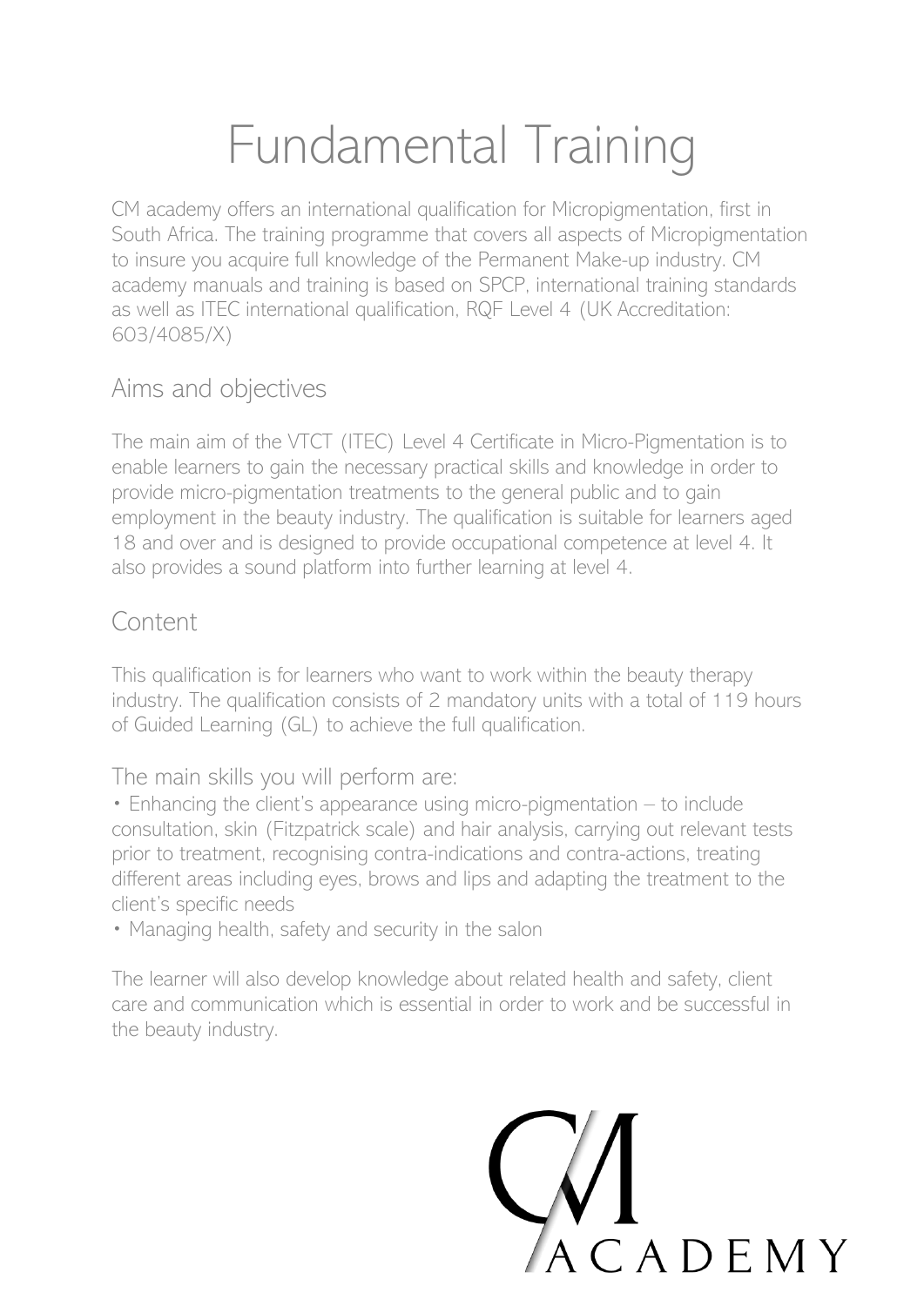# Fundamental Training

CM academy offers an international qualification for Micropigmentation, first in South Africa. The training programme that covers all aspects of Micropigmentation to insure you acquire full knowledge of the Permanent Make-up industry. CM academy manuals and training is based on SPCP, international training standards as well as ITEC international qualification, RQF Level 4 (UK Accreditation: 603/4085/X)

## Aims and objectives

The main aim of the VTCT (ITEC) Level 4 Certificate in Micro-Pigmentation is to enable learners to gain the necessary practical skills and knowledge in order to provide micro-pigmentation treatments to the general public and to gain employment in the beauty industry. The qualification is suitable for learners aged 18 and over and is designed to provide occupational competence at level 4. It also provides a sound platform into further learning at level 4.

## Content

This qualification is for learners who want to work within the beauty therapy industry. The qualification consists of 2 mandatory units with a total of 119 hours of Guided Learning (GL) to achieve the full qualification.

The main skills you will perform are:

- Enhancing the client's appearance using micro-pigmentation – to include consultation, skin (Fitzpatrick scale) and hair analysis, carrying out relevant tests prior to treatment, recognising contra-indications and contra-actions, treating different areas including eyes, brows and lips and adapting the treatment to the client's specific needs
- Managing health, safety and security in the salon

The learner will also develop knowledge about related health and safety, client care and communication which is essential in order to work and be successful in the beauty industry.

CM ACADEMY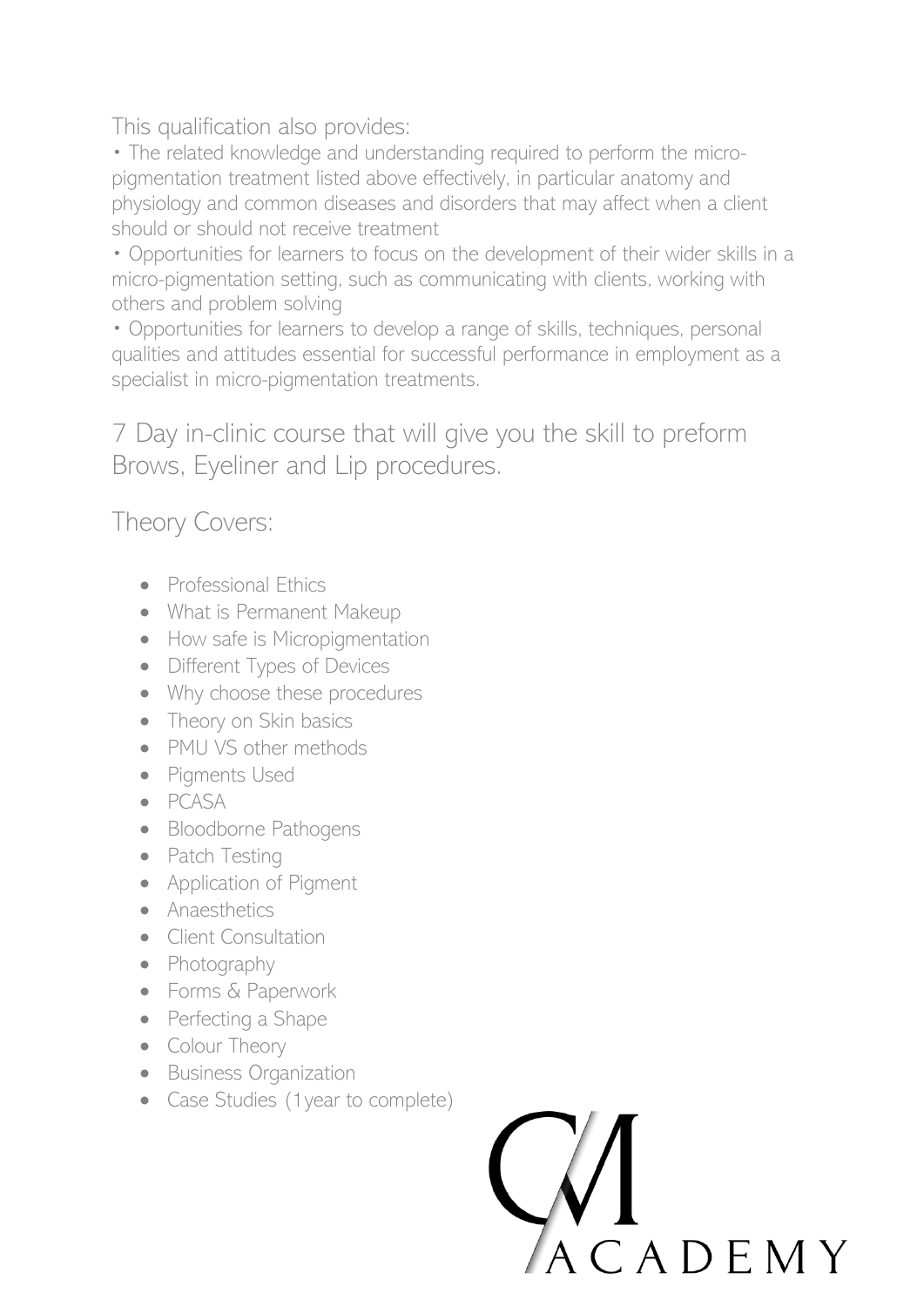This qualification also provides:

• The related knowledge and understanding required to perform the micro-pigmentation treatment listed above effectively, in particular anatomy and physiology and common diseases and disorders that may affect when a client should or should not receive treatment

• Opportunities for learners to focus on the development of their wider skills in a micro-pigmentation setting, such as communicating with clients, working with others and problem solving

• Opportunities for learners to develop a range of skills, techniques, personal qualities and attitudes essential for successful performance in employment as a specialist in micro-pigmentation treatments.

## 7 Day in-clinic course that will give you the skill to preform Brows, Eyeliner and Lip procedures.

## Theory Covers:

- Professional Ethics
- What is Permanent Makeup
- How safe is Micropigmentation
- Different Types of Devices
- Why choose these procedures
- Theory on Skin basics
- PMU VS other methods
- Pigments Used
- PCASA
- Bloodborne Pathogens
- Patch Testing
- Application of Pigment
- Anaesthetics
- Client Consultation
- Photography
- Forms & Paperwork
- Perfecting a Shape
- Colour Theory
- Business Organization
- Case Studies (1year to complete)

CM ACADEMY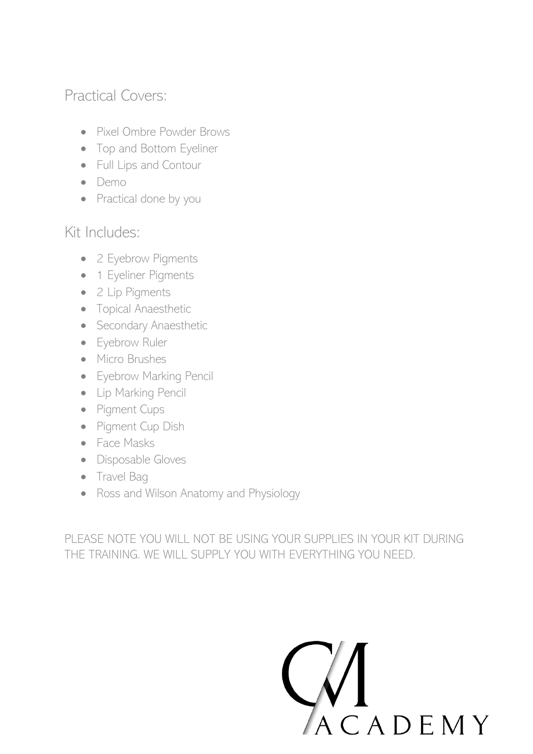## Practical Covers:

- Pixel Ombre Powder Brows
- Top and Bottom Eyeliner
- Full Lips and Contour
- Demo
- Practical done by you

## Kit Includes:

- 2 Eyebrow Pigments
- 1 Eyeliner Pigments
- 2 Lip Pigments
- Topical Anaesthetic
- Secondary Anaesthetic
- Eyebrow Ruler
- Micro Brushes
- Eyebrow Marking Pencil
- Lip Marking Pencil
- Pigment Cups
- Pigment Cup Dish
- Face Masks
- Disposable Gloves
- Travel Bag
- Ross and Wilson Anatomy and Physiology

PLEASE NOTE YOU WILL NOT BE USING YOUR SUPPLIES IN YOUR KIT DURING THE TRAINING. WE WILL SUPPLY YOU WITH EVERYTHING YOU NEED.

CM ACADEMY